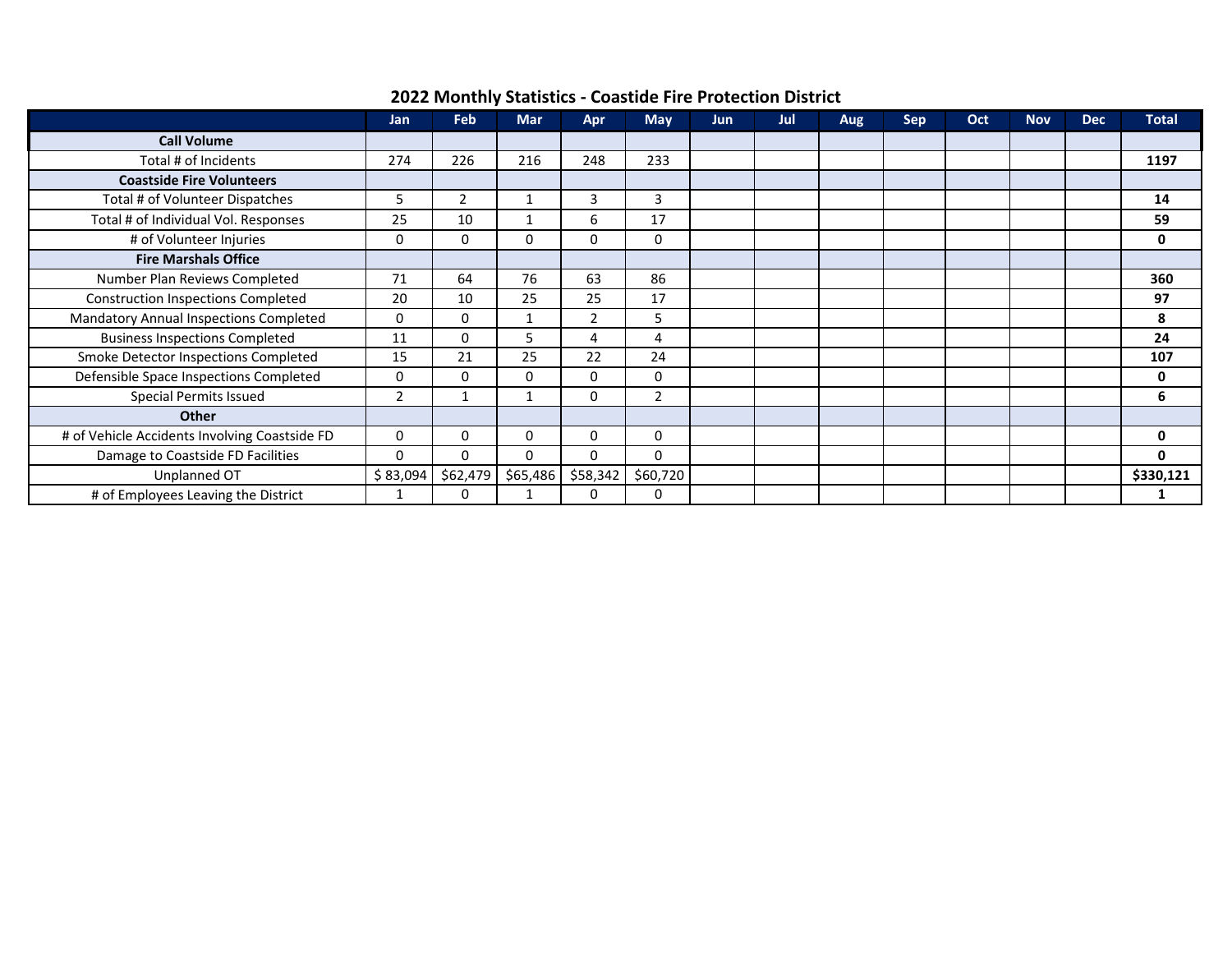# 2022 Monthly Statistics - Coastside Fire Protection District

| | Jan | Feb | Mar | Apr | May | Jun | Jul | Aug | Sep | Oct | Nov | Dec | Total |
|---|---|---|---|---|---|---|---|---|---|---|---|---|---|
| **Call Volume** | | | | | | | | | | | | | |
| Total # of Incidents | 274 | 226 | 216 | 248 | 233 | | | | | | | | **1197** |
| **Coastside Fire Volunteers** | | | | | | | | | | | | | |
| Total # of Volunteer Dispatches | 5 | 2 | 1 | 3 | 3 | | | | | | | | **14** |
| Total # of Individual Vol. Responses | 25 | 10 | 1 | 6 | 17 | | | | | | | | **59** |
| # of Volunteer Injuries | 0 | 0 | 0 | 0 | 0 | | | | | | | | **0** |
| **Fire Marshals Office** | | | | | | | | | | | | | |
| Number Plan Reviews Completed | 71 | 64 | 76 | 63 | 86 | | | | | | | | **360** |
| Construction Inspections Completed | 20 | 10 | 25 | 25 | 17 | | | | | | | | **97** |
| Mandatory Annual Inspections Completed | 0 | 0 | 1 | 2 | 5 | | | | | | | | **8** |
| Business Inspections Completed | 11 | 0 | 5 | 4 | 4 | | | | | | | | **24** |
| Smoke Detector Inspections Completed | 15 | 21 | 25 | 22 | 24 | | | | | | | | **107** |
| Defensible Space Inspections Completed | 0 | 0 | 0 | 0 | 0 | | | | | | | | **0** |
| Special Permits Issued | 2 | 1 | 1 | 0 | 2 | | | | | | | | **6** |
| **Other** | | | | | | | | | | | | | |
| # of Vehicle Accidents Involving Coastside FD | 0 | 0 | 0 | 0 | 0 | | | | | | | | **0** |
| Damage to Coastside FD Facilities | 0 | 0 | 0 | 0 | 0 | | | | | | | | **0** |
| Unplanned OT | $ 83,094 | $62,479 | $65,486 | $58,342 | $60,720 | | | | | | | | **$330,121** |
| # of Employees Leaving the District | 1 | 0 | 1 | 0 | 0 | | | | | | | | **1** |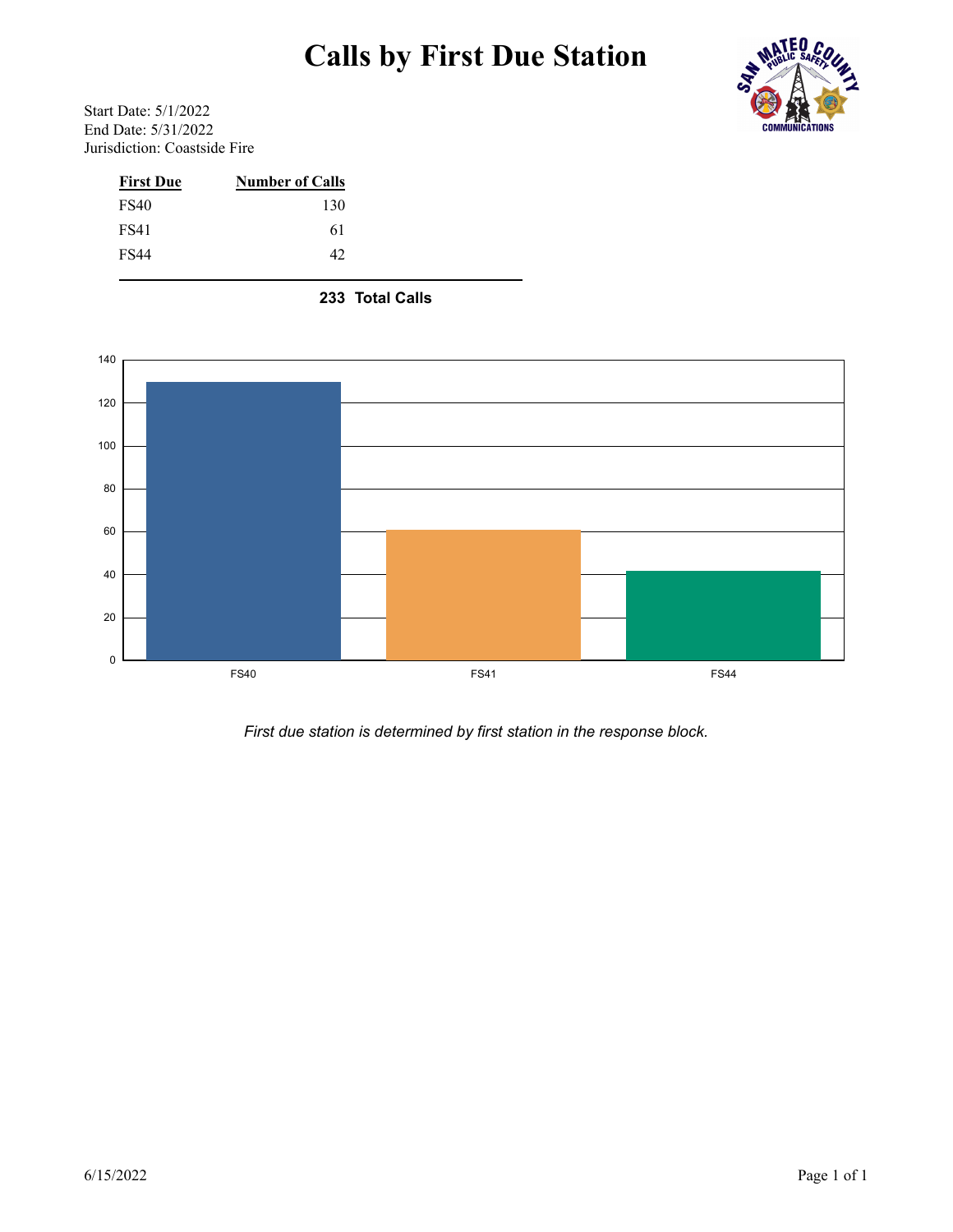# Calls by First Due Station

Start Date: 5/1/2022
End Date: 5/31/2022
Jurisdiction: Coastside Fire

| First Due | Number of Calls |
|---|---|
| FS40 | 130 |
| FS41 | 61 |
| FS44 | 42 |

**233 Total Calls**

*First due station is determined by first station in the response block.*

6/15/2022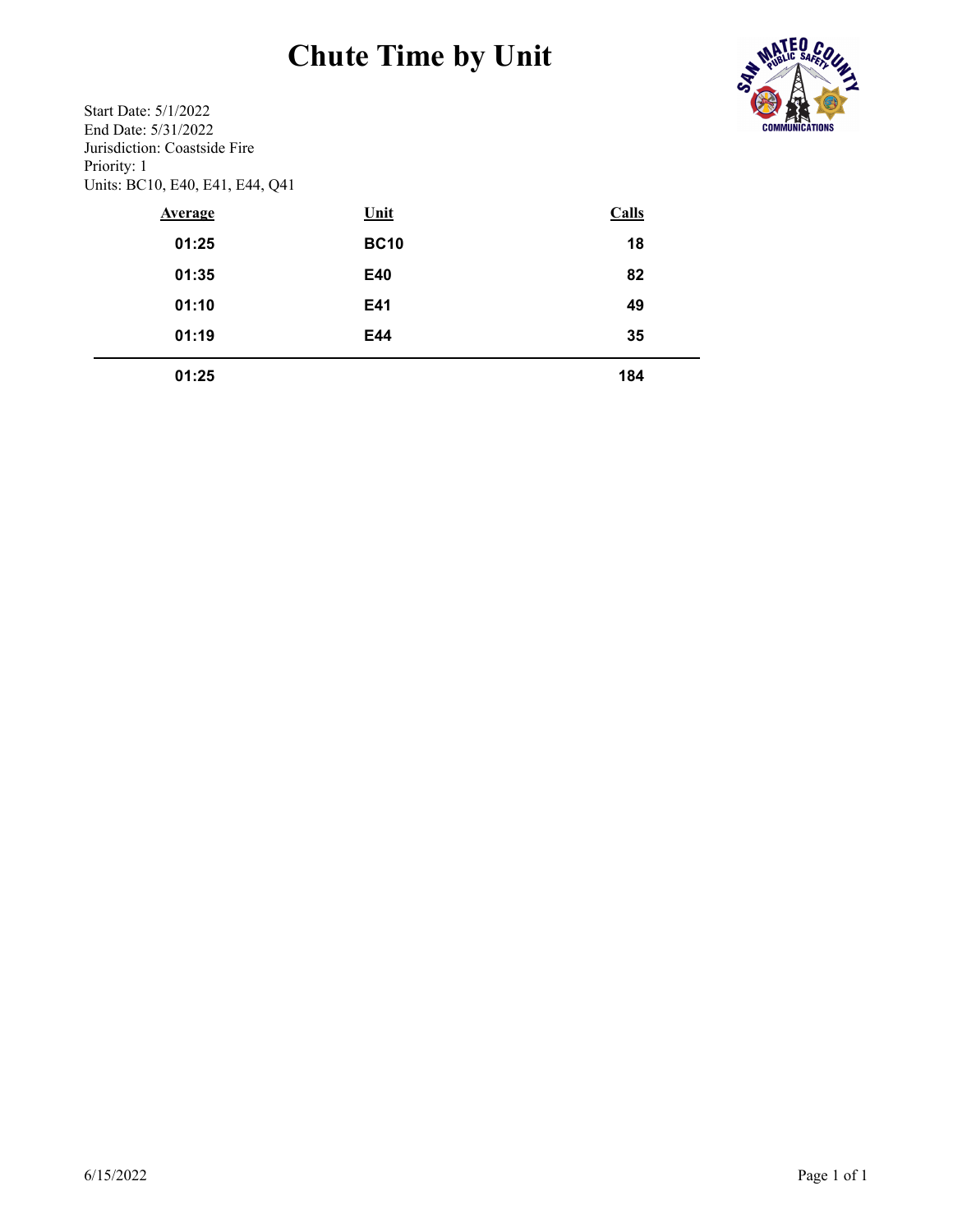# Chute Time by Unit

Start Date: 5/1/2022
End Date: 5/31/2022
Jurisdiction: Coastside Fire
Priority: 1
Units: BC10, E40, E41, E44, Q41

| Average | Unit | Calls |
|---|---|---|
| 01:25 | BC10 | 18 |
| 01:35 | E40 | 82 |
| 01:10 | E41 | 49 |
| 01:19 | E44 | 35 |
| 01:25 | | 184 |

6/15/2022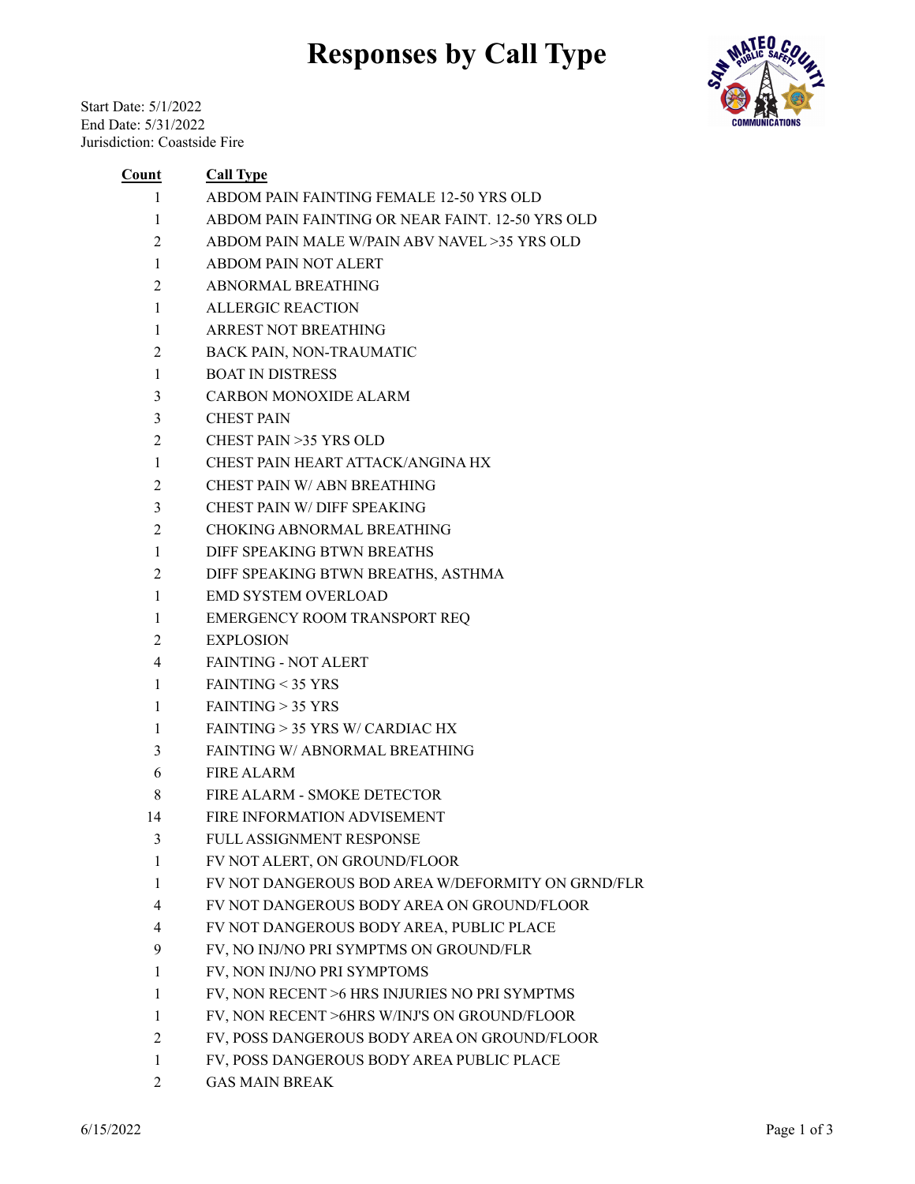# Responses by Call Type

Start Date: 5/1/2022
End Date: 5/31/2022
Jurisdiction: Coastside Fire

| Count | Call Type |
|---|---|
| 1 | ABDOM PAIN FAINTING FEMALE 12-50 YRS OLD |
| 1 | ABDOM PAIN FAINTING OR NEAR FAINT. 12-50 YRS OLD |
| 2 | ABDOM PAIN MALE W/PAIN ABV NAVEL >35 YRS OLD |
| 1 | ABDOM PAIN NOT ALERT |
| 2 | ABNORMAL BREATHING |
| 1 | ALLERGIC REACTION |
| 1 | ARREST NOT BREATHING |
| 2 | BACK PAIN, NON-TRAUMATIC |
| 1 | BOAT IN DISTRESS |
| 3 | CARBON MONOXIDE ALARM |
| 3 | CHEST PAIN |
| 2 | CHEST PAIN >35 YRS OLD |
| 1 | CHEST PAIN HEART ATTACK/ANGINA HX |
| 2 | CHEST PAIN W/ ABN BREATHING |
| 3 | CHEST PAIN W/ DIFF SPEAKING |
| 2 | CHOKING ABNORMAL BREATHING |
| 1 | DIFF SPEAKING BTWN BREATHS |
| 2 | DIFF SPEAKING BTWN BREATHS, ASTHMA |
| 1 | EMD SYSTEM OVERLOAD |
| 1 | EMERGENCY ROOM TRANSPORT REQ |
| 2 | EXPLOSION |
| 4 | FAINTING - NOT ALERT |
| 1 | FAINTING < 35 YRS |
| 1 | FAINTING > 35 YRS |
| 1 | FAINTING > 35 YRS W/ CARDIAC HX |
| 3 | FAINTING W/ ABNORMAL BREATHING |
| 6 | FIRE ALARM |
| 8 | FIRE ALARM - SMOKE DETECTOR |
| 14 | FIRE INFORMATION ADVISEMENT |
| 3 | FULL ASSIGNMENT RESPONSE |
| 1 | FV NOT ALERT, ON GROUND/FLOOR |
| 1 | FV NOT DANGEROUS BOD AREA W/DEFORMITY ON GRND/FLR |
| 4 | FV NOT DANGEROUS BODY AREA ON GROUND/FLOOR |
| 4 | FV NOT DANGEROUS BODY AREA, PUBLIC PLACE |
| 9 | FV, NO INJ/NO PRI SYMPTMS ON GROUND/FLR |
| 1 | FV, NON INJ/NO PRI SYMPTOMS |
| 1 | FV, NON RECENT >6 HRS INJURIES NO PRI SYMPTMS |
| 1 | FV, NON RECENT >6HRS W/INJ'S ON GROUND/FLOOR |
| 2 | FV, POSS DANGEROUS BODY AREA ON GROUND/FLOOR |
| 1 | FV, POSS DANGEROUS BODY AREA PUBLIC PLACE |
| 2 | GAS MAIN BREAK |

6/15/2022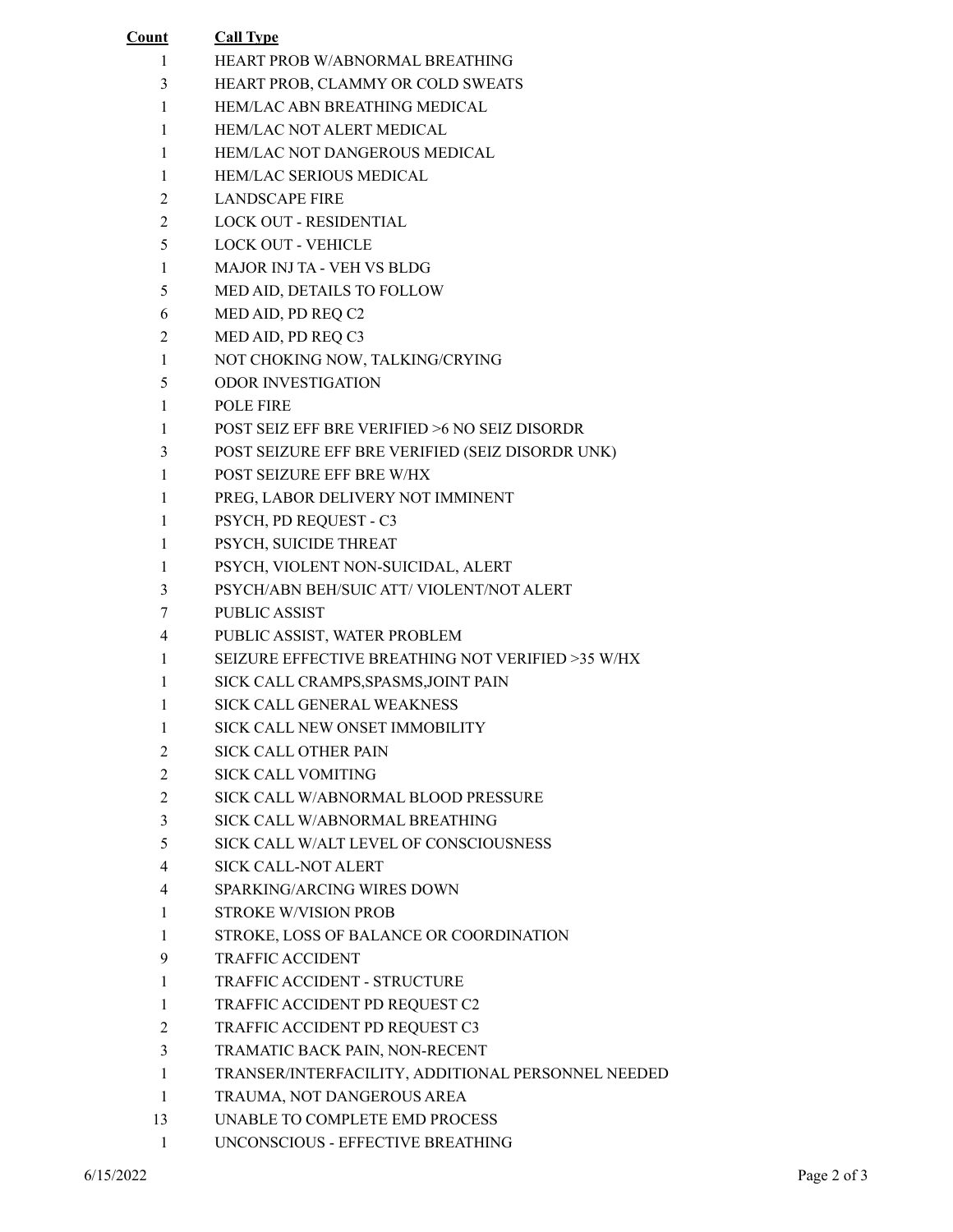| Count | Call Type |
| --- | --- |
| 1 | HEART PROB W/ABNORMAL BREATHING |
| 3 | HEART PROB, CLAMMY OR COLD SWEATS |
| 1 | HEM/LAC ABN BREATHING MEDICAL |
| 1 | HEM/LAC NOT ALERT MEDICAL |
| 1 | HEM/LAC NOT DANGEROUS MEDICAL |
| 1 | HEM/LAC SERIOUS MEDICAL |
| 2 | LANDSCAPE FIRE |
| 2 | LOCK OUT - RESIDENTIAL |
| 5 | LOCK OUT - VEHICLE |
| 1 | MAJOR INJ TA - VEH VS BLDG |
| 5 | MED AID, DETAILS TO FOLLOW |
| 6 | MED AID, PD REQ C2 |
| 2 | MED AID, PD REQ C3 |
| 1 | NOT CHOKING NOW, TALKING/CRYING |
| 5 | ODOR INVESTIGATION |
| 1 | POLE FIRE |
| 1 | POST SEIZ EFF BRE VERIFIED >6 NO SEIZ DISORDR |
| 3 | POST SEIZURE EFF BRE VERIFIED (SEIZ DISORDR UNK) |
| 1 | POST SEIZURE EFF BRE W/HX |
| 1 | PREG, LABOR DELIVERY NOT IMMINENT |
| 1 | PSYCH, PD REQUEST - C3 |
| 1 | PSYCH, SUICIDE THREAT |
| 1 | PSYCH, VIOLENT NON-SUICIDAL, ALERT |
| 3 | PSYCH/ABN BEH/SUIC ATT/ VIOLENT/NOT ALERT |
| 7 | PUBLIC ASSIST |
| 4 | PUBLIC ASSIST, WATER PROBLEM |
| 1 | SEIZURE EFFECTIVE BREATHING NOT VERIFIED >35 W/HX |
| 1 | SICK CALL CRAMPS,SPASMS,JOINT PAIN |
| 1 | SICK CALL GENERAL WEAKNESS |
| 1 | SICK CALL NEW ONSET IMMOBILITY |
| 2 | SICK CALL OTHER PAIN |
| 2 | SICK CALL VOMITING |
| 2 | SICK CALL W/ABNORMAL BLOOD PRESSURE |
| 3 | SICK CALL W/ABNORMAL BREATHING |
| 5 | SICK CALL W/ALT LEVEL OF CONSCIOUSNESS |
| 4 | SICK CALL-NOT ALERT |
| 4 | SPARKING/ARCING WIRES DOWN |
| 1 | STROKE W/VISION PROB |
| 1 | STROKE, LOSS OF BALANCE OR COORDINATION |
| 9 | TRAFFIC ACCIDENT |
| 1 | TRAFFIC ACCIDENT - STRUCTURE |
| 1 | TRAFFIC ACCIDENT PD REQUEST C2 |
| 2 | TRAFFIC ACCIDENT PD REQUEST C3 |
| 3 | TRAMATIC BACK PAIN, NON-RECENT |
| 1 | TRANSER/INTERFACILITY, ADDITIONAL PERSONNEL NEEDED |
| 1 | TRAUMA, NOT DANGEROUS AREA |
| 13 | UNABLE TO COMPLETE EMD PROCESS |
| 1 | UNCONSCIOUS - EFFECTIVE BREATHING |

6/15/2022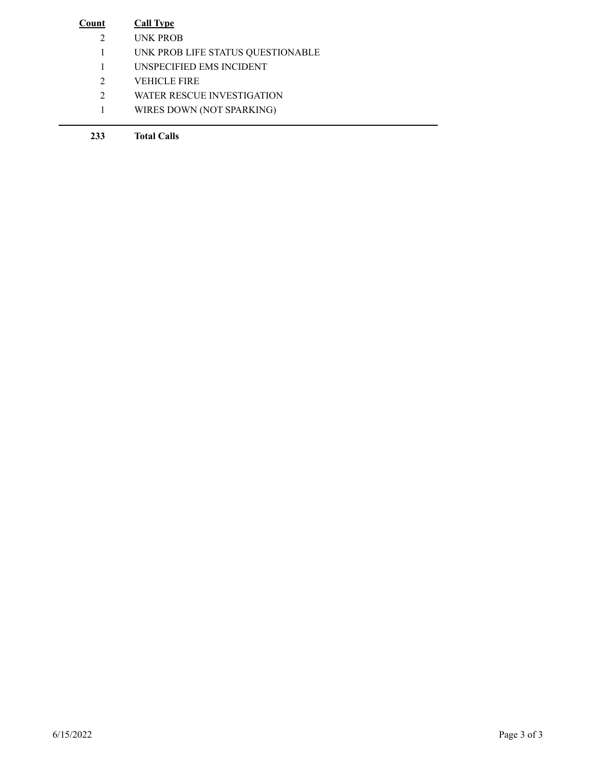| Count | Call Type |
| --- | --- |
| 2 | UNK PROB |
| 1 | UNK PROB LIFE STATUS QUESTIONABLE |
| 1 | UNSPECIFIED EMS INCIDENT |
| 2 | VEHICLE FIRE |
| 2 | WATER RESCUE INVESTIGATION |
| 1 | WIRES DOWN (NOT SPARKING) |
| **233** | **Total Calls** |

6/15/2022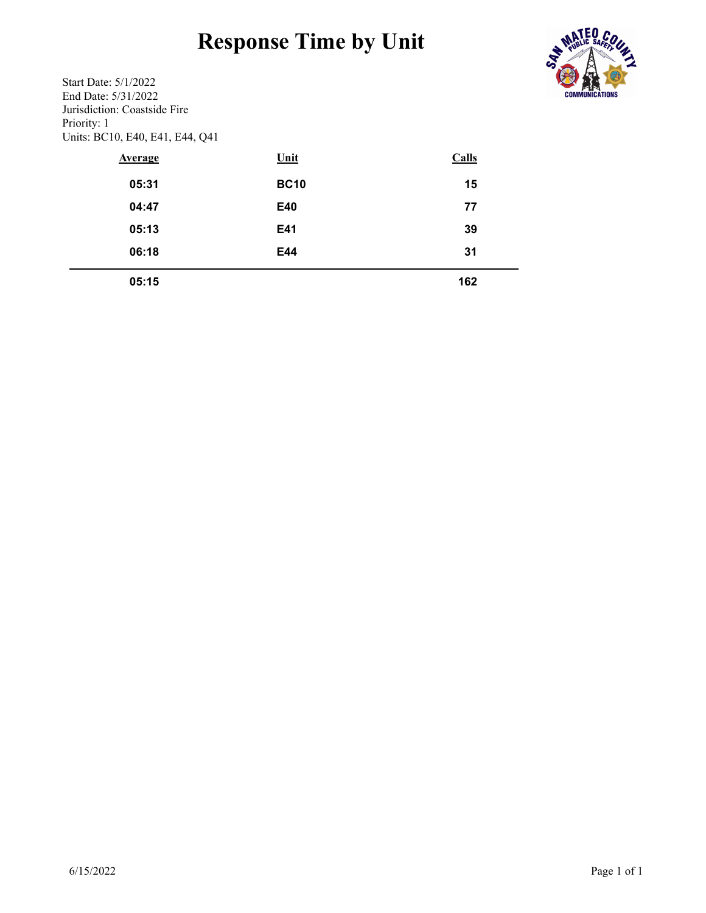# Response Time by Unit

Start Date: 5/1/2022
End Date: 5/31/2022
Jurisdiction: Coastside Fire
Priority: 1
Units: BC10, E40, E41, E44, Q41

| Average | Unit | Calls |
| --- | --- | --- |
| 05:31 | BC10 | 15 |
| 04:47 | E40 | 77 |
| 05:13 | E41 | 39 |
| 06:18 | E44 | 31 |
| 05:15 | | 162 |

6/15/2022